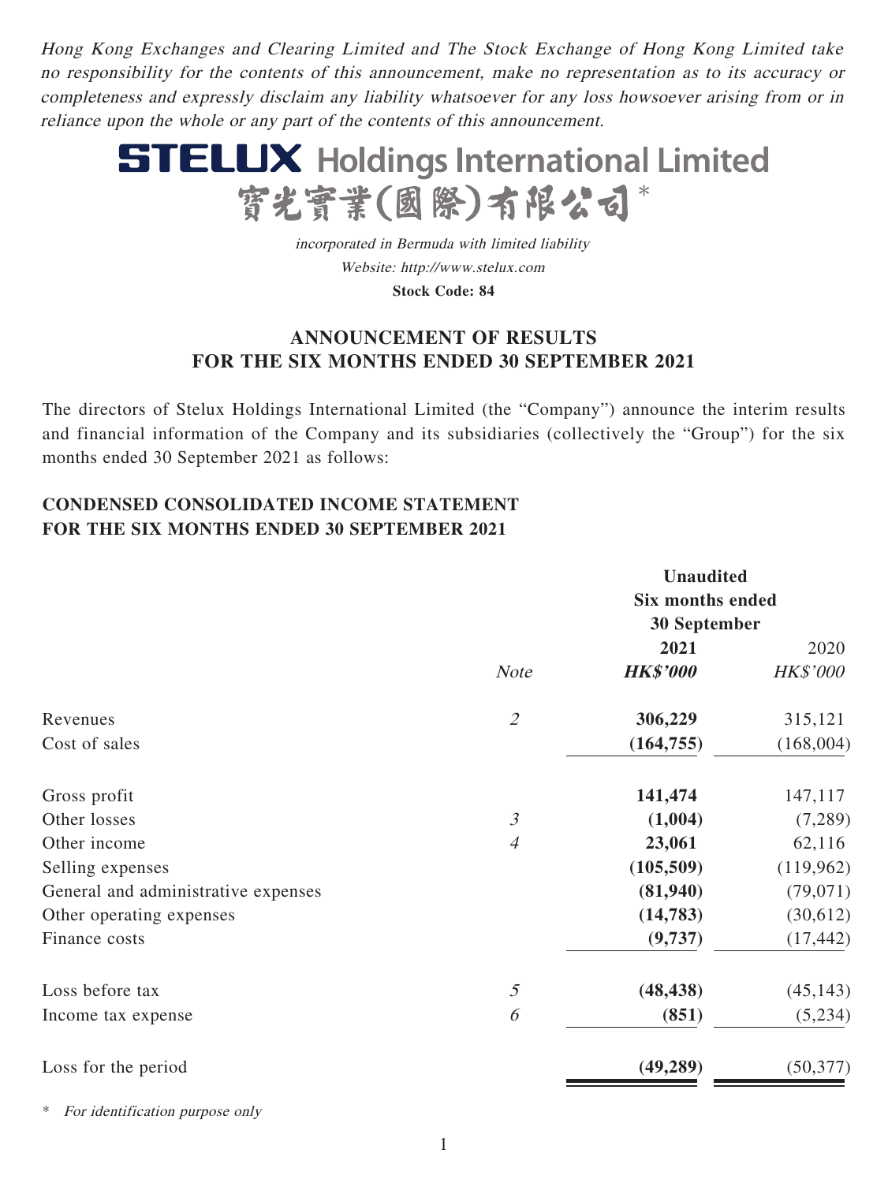*Hong Kong Exchanges and Clearing Limited and The Stock Exchange of Hong Kong Limited take no responsibility for the contents of this announcement, make no representation as to its accuracy or completeness and expressly disclaim any liability whatsoever for any loss howsoever arising from or in reliance upon the whole or any part of the contents of this announcement.*

# STELUX Holdings International Limited
# 寶光實業(國際)有限公司*

*incorporated in Bermuda with limited liability*

*Website: http://www.stelux.com*

**Stock Code: 84**

## ANNOUNCEMENT OF RESULTS FOR THE SIX MONTHS ENDED 30 SEPTEMBER 2021

The directors of Stelux Holdings International Limited (the "Company") announce the interim results and financial information of the Company and its subsidiaries (collectively the "Group") for the six months ended 30 September 2021 as follows:

### CONDENSED CONSOLIDATED INCOME STATEMENT FOR THE SIX MONTHS ENDED 30 SEPTEMBER 2021

| | | **Unaudited Six months ended 30 September** | |
|---|---|---|---|
| | | **2021** | 2020 |
| | *Note* | ***HK$'000*** | *HK$'000* |
| Revenues | *2* | **306,229** | 315,121 |
| Cost of sales | | **(164,755)** | (168,004) |
| Gross profit | | **141,474** | 147,117 |
| Other losses | *3* | **(1,004)** | (7,289) |
| Other income | *4* | **23,061** | 62,116 |
| Selling expenses | | **(105,509)** | (119,962) |
| General and administrative expenses | | **(81,940)** | (79,071) |
| Other operating expenses | | **(14,783)** | (30,612) |
| Finance costs | | **(9,737)** | (17,442) |
| Loss before tax | *5* | **(48,438)** | (45,143) |
| Income tax expense | *6* | **(851)** | (5,234) |
| Loss for the period | | **(49,289)** | (50,377) |

\* *For identification purpose only*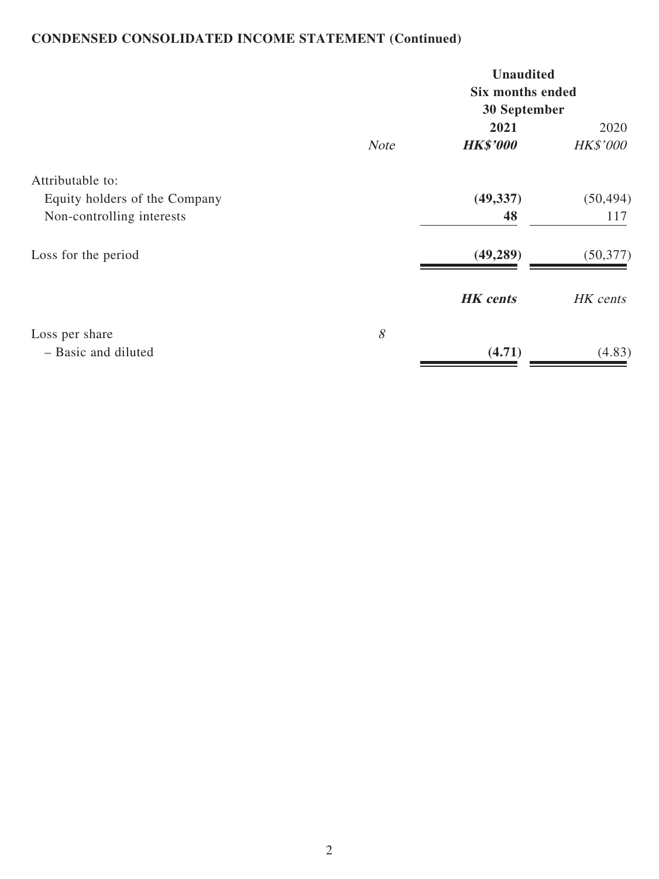## CONDENSED CONSOLIDATED INCOME STATEMENT (Continued)

| | *Note* | **Unaudited Six months ended 30 September 2021 HK$'000** | 2020 HK$'000 |
|---|---|---|---|
| Attributable to: | | | |
| Equity holders of the Company | | **(49,337)** | (50,494) |
| Non-controlling interests | | **48** | 117 |
| Loss for the period | | **(49,289)** | (50,377) |
| | | ***HK cents*** | *HK cents* |
| Loss per share | *8* | | |
| – Basic and diluted | | **(4.71)** | (4.83) |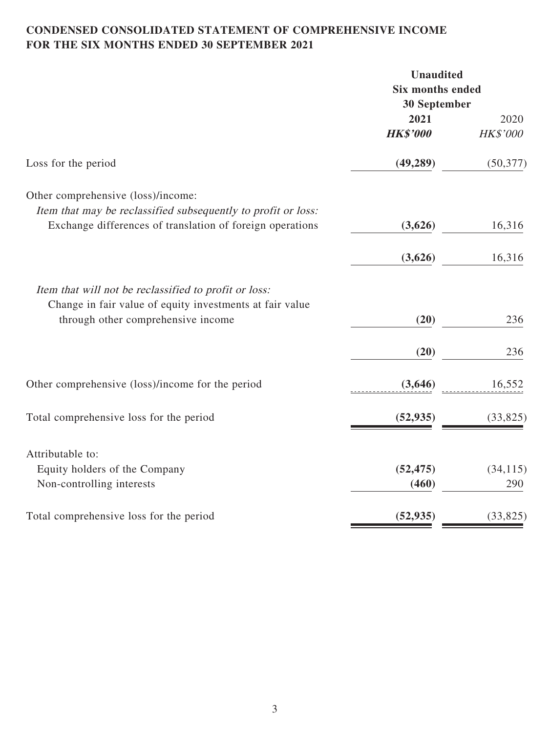**CONDENSED CONSOLIDATED STATEMENT OF COMPREHENSIVE INCOME**
**FOR THE SIX MONTHS ENDED 30 SEPTEMBER 2021**

| | **Unaudited** | |
|---|---|---|
| | **Six months ended** | |
| | **30 September** | |
| | **2021** | 2020 |
| | ***HK$'000*** | *HK$'000* |
| Loss for the period | **(49,289)** | (50,377) |
| Other comprehensive (loss)/income: | | |
| *Item that may be reclassified subsequently to profit or loss:* | | |
| Exchange differences of translation of foreign operations | **(3,626)** | 16,316 |
| | **(3,626)** | 16,316 |
| *Item that will not be reclassified to profit or loss:* | | |
| Change in fair value of equity investments at fair value through other comprehensive income | **(20)** | 236 |
| | **(20)** | 236 |
| Other comprehensive (loss)/income for the period | **(3,646)** | 16,552 |
| Total comprehensive loss for the period | **(52,935)** | (33,825) |
| Attributable to: | | |
| Equity holders of the Company | **(52,475)** | (34,115) |
| Non-controlling interests | **(460)** | 290 |
| Total comprehensive loss for the period | **(52,935)** | (33,825) |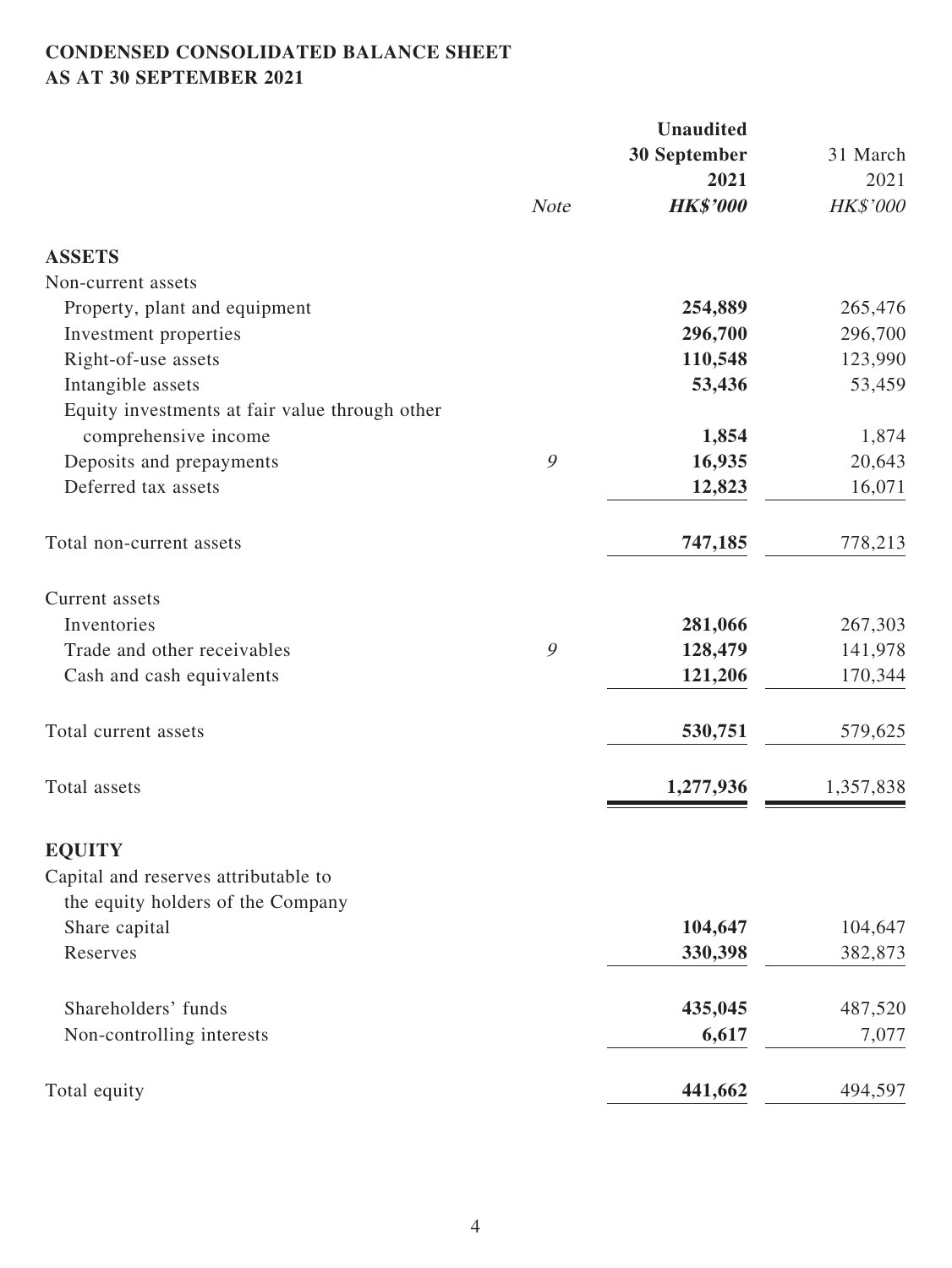**CONDENSED CONSOLIDATED BALANCE SHEET**
**AS AT 30 SEPTEMBER 2021**

| | *Note* | **Unaudited 30 September 2021 *HK$'000*** | 31 March 2021 *HK$'000* |
|---|---|---|---|
| **ASSETS** | | | |
| Non-current assets | | | |
| Property, plant and equipment | | **254,889** | 265,476 |
| Investment properties | | **296,700** | 296,700 |
| Right-of-use assets | | **110,548** | 123,990 |
| Intangible assets | | **53,436** | 53,459 |
| Equity investments at fair value through other comprehensive income | | **1,854** | 1,874 |
| Deposits and prepayments | *9* | **16,935** | 20,643 |
| Deferred tax assets | | **12,823** | 16,071 |
| Total non-current assets | | **747,185** | 778,213 |
| Current assets | | | |
| Inventories | | **281,066** | 267,303 |
| Trade and other receivables | *9* | **128,479** | 141,978 |
| Cash and cash equivalents | | **121,206** | 170,344 |
| Total current assets | | **530,751** | 579,625 |
| Total assets | | **1,277,936** | 1,357,838 |
| **EQUITY** | | | |
| Capital and reserves attributable to the equity holders of the Company | | | |
| Share capital | | **104,647** | 104,647 |
| Reserves | | **330,398** | 382,873 |
| Shareholders' funds | | **435,045** | 487,520 |
| Non-controlling interests | | **6,617** | 7,077 |
| Total equity | | **441,662** | 494,597 |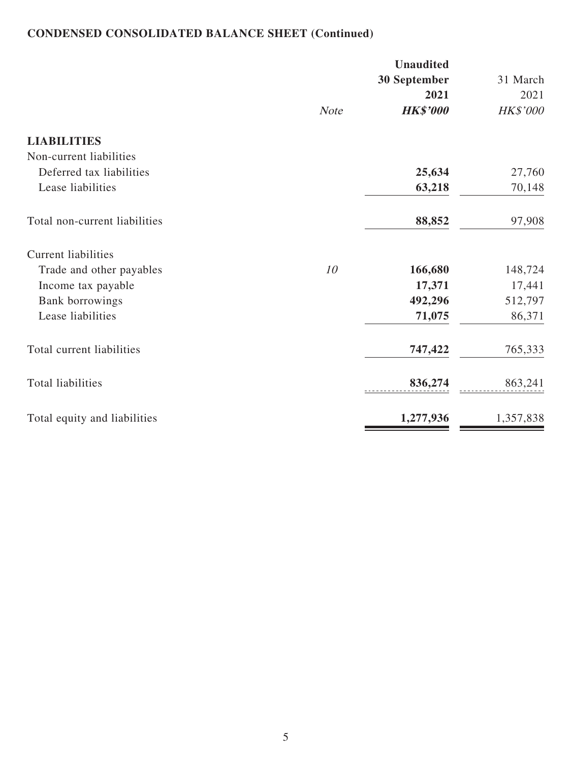**CONDENSED CONSOLIDATED BALANCE SHEET (Continued)**

| | *Note* | **Unaudited 30 September 2021 *HK$'000*** | 31 March 2021 *HK$'000* |
|---|---|---|---|
| **LIABILITIES** | | | |
| Non-current liabilities | | | |
| Deferred tax liabilities | | **25,634** | 27,760 |
| Lease liabilities | | **63,218** | 70,148 |
| Total non-current liabilities | | **88,852** | 97,908 |
| Current liabilities | | | |
| Trade and other payables | *10* | **166,680** | 148,724 |
| Income tax payable | | **17,371** | 17,441 |
| Bank borrowings | | **492,296** | 512,797 |
| Lease liabilities | | **71,075** | 86,371 |
| Total current liabilities | | **747,422** | 765,333 |
| Total liabilities | | **836,274** | 863,241 |
| Total equity and liabilities | | **1,277,936** | 1,357,838 |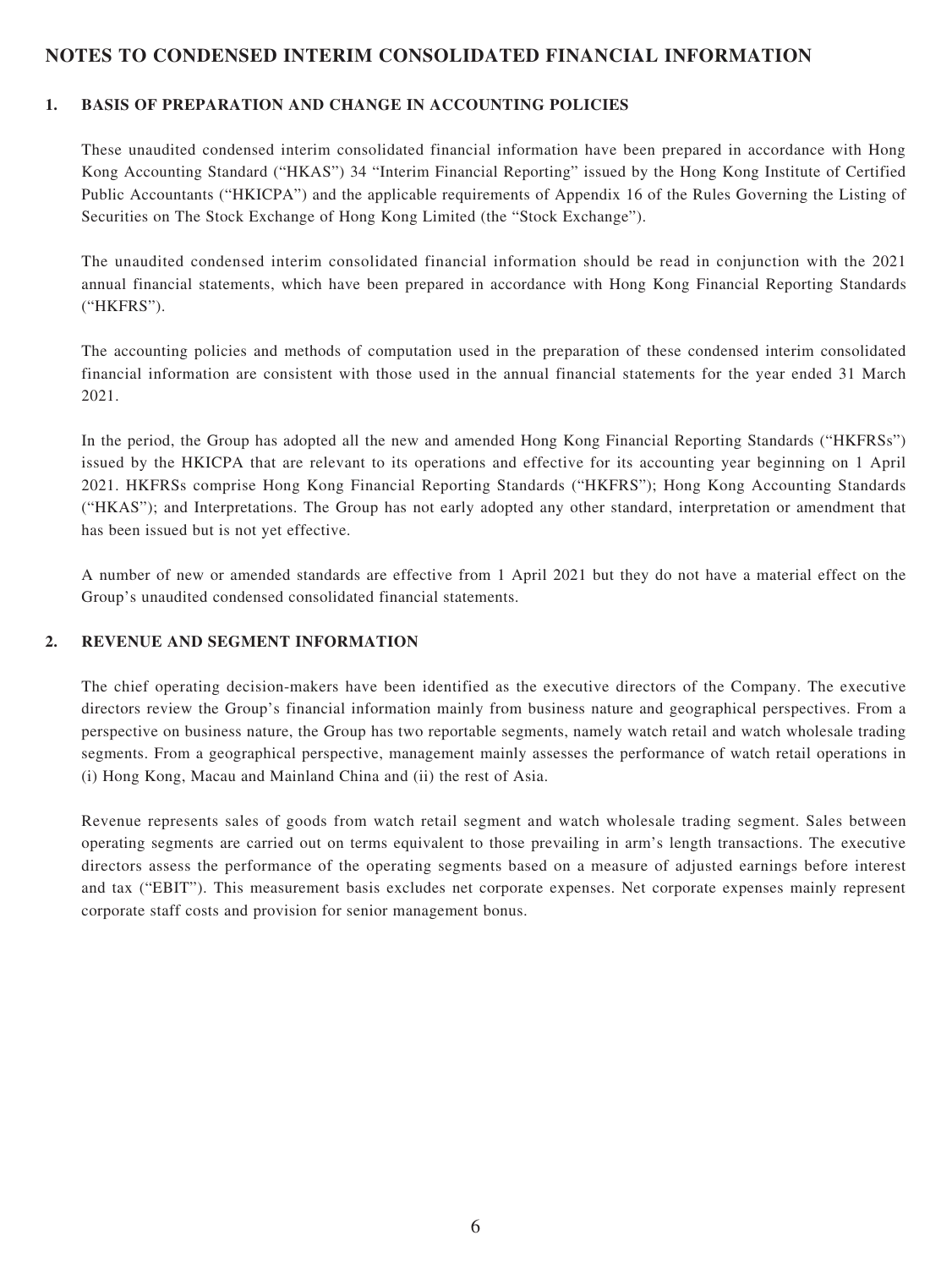# NOTES TO CONDENSED INTERIM CONSOLIDATED FINANCIAL INFORMATION

## 1. BASIS OF PREPARATION AND CHANGE IN ACCOUNTING POLICIES

These unaudited condensed interim consolidated financial information have been prepared in accordance with Hong Kong Accounting Standard ("HKAS") 34 "Interim Financial Reporting" issued by the Hong Kong Institute of Certified Public Accountants ("HKICPA") and the applicable requirements of Appendix 16 of the Rules Governing the Listing of Securities on The Stock Exchange of Hong Kong Limited (the "Stock Exchange").

The unaudited condensed interim consolidated financial information should be read in conjunction with the 2021 annual financial statements, which have been prepared in accordance with Hong Kong Financial Reporting Standards ("HKFRS").

The accounting policies and methods of computation used in the preparation of these condensed interim consolidated financial information are consistent with those used in the annual financial statements for the year ended 31 March 2021.

In the period, the Group has adopted all the new and amended Hong Kong Financial Reporting Standards ("HKFRSs") issued by the HKICPA that are relevant to its operations and effective for its accounting year beginning on 1 April 2021. HKFRSs comprise Hong Kong Financial Reporting Standards ("HKFRS"); Hong Kong Accounting Standards ("HKAS"); and Interpretations. The Group has not early adopted any other standard, interpretation or amendment that has been issued but is not yet effective.

A number of new or amended standards are effective from 1 April 2021 but they do not have a material effect on the Group's unaudited condensed consolidated financial statements.

## 2. REVENUE AND SEGMENT INFORMATION

The chief operating decision-makers have been identified as the executive directors of the Company. The executive directors review the Group's financial information mainly from business nature and geographical perspectives. From a perspective on business nature, the Group has two reportable segments, namely watch retail and watch wholesale trading segments. From a geographical perspective, management mainly assesses the performance of watch retail operations in (i) Hong Kong, Macau and Mainland China and (ii) the rest of Asia.

Revenue represents sales of goods from watch retail segment and watch wholesale trading segment. Sales between operating segments are carried out on terms equivalent to those prevailing in arm's length transactions. The executive directors assess the performance of the operating segments based on a measure of adjusted earnings before interest and tax ("EBIT"). This measurement basis excludes net corporate expenses. Net corporate expenses mainly represent corporate staff costs and provision for senior management bonus.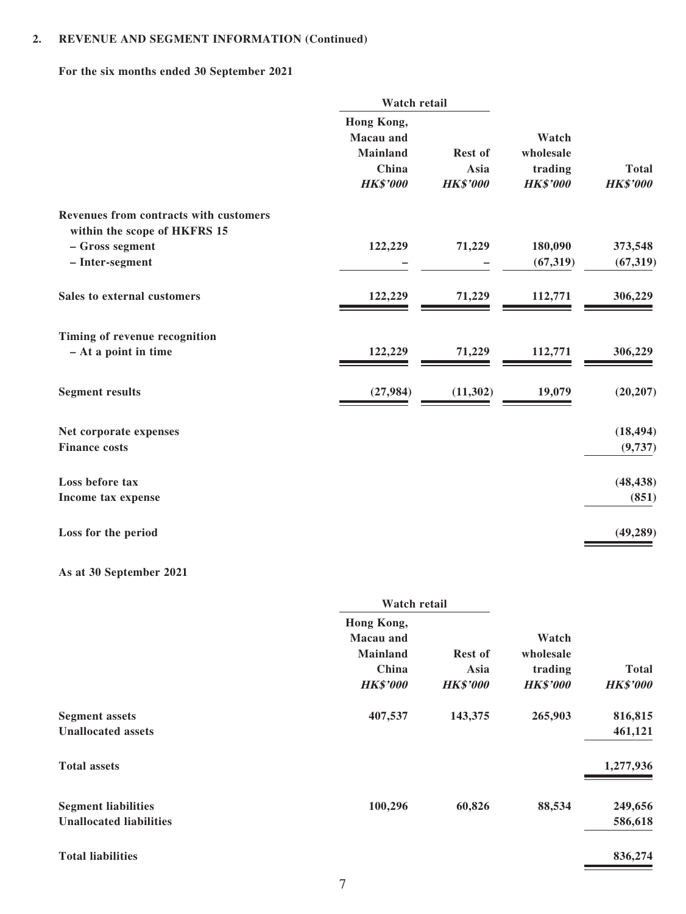## 2. REVENUE AND SEGMENT INFORMATION (Continued)

**For the six months ended 30 September 2021**

| | Watch retail | | | |
|---|---|---|---|---|
| | Hong Kong, Macau and Mainland China *HK$'000* | Rest of Asia *HK$'000* | Watch wholesale trading *HK$'000* | Total *HK$'000* |
| **Revenues from contracts with customers within the scope of HKFRS 15** | | | | |
| **– Gross segment** | 122,229 | 71,229 | 180,090 | 373,548 |
| **– Inter-segment** | – | – | (67,319) | (67,319) |
| **Sales to external customers** | 122,229 | 71,229 | 112,771 | 306,229 |
| **Timing of revenue recognition** | | | | |
| **– At a point in time** | 122,229 | 71,229 | 112,771 | 306,229 |
| **Segment results** | (27,984) | (11,302) | 19,079 | (20,207) |
| **Net corporate expenses** | | | | (18,494) |
| **Finance costs** | | | | (9,737) |
| **Loss before tax** | | | | (48,438) |
| **Income tax expense** | | | | (851) |
| **Loss for the period** | | | | (49,289) |

**As at 30 September 2021**

| | Watch retail | | | |
|---|---|---|---|---|
| | Hong Kong, Macau and Mainland China *HK$'000* | Rest of Asia *HK$'000* | Watch wholesale trading *HK$'000* | Total *HK$'000* |
| **Segment assets** | 407,537 | 143,375 | 265,903 | 816,815 |
| **Unallocated assets** | | | | 461,121 |
| **Total assets** | | | | 1,277,936 |
| **Segment liabilities** | 100,296 | 60,826 | 88,534 | 249,656 |
| **Unallocated liabilities** | | | | 586,618 |
| **Total liabilities** | | | | 836,274 |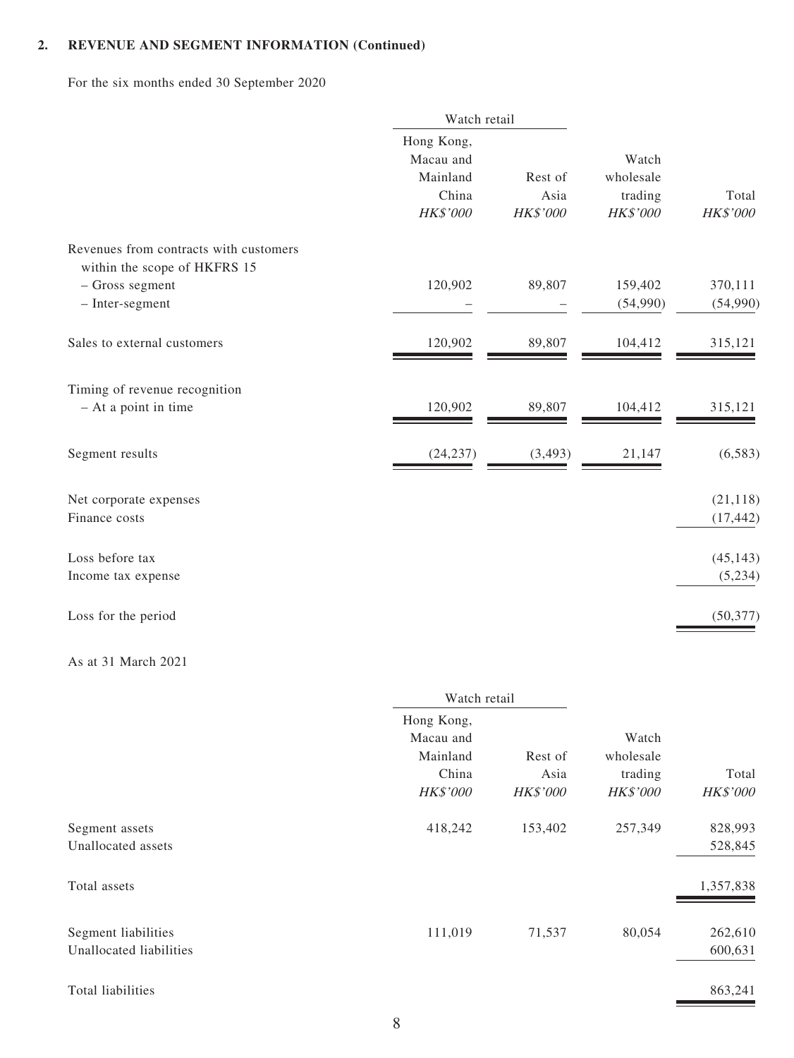## 2. REVENUE AND SEGMENT INFORMATION (Continued)

For the six months ended 30 September 2020

| | Watch retail | | | |
|---|---|---|---|---|
| | Hong Kong, Macau and Mainland China *HK$'000* | Rest of Asia *HK$'000* | Watch wholesale trading *HK$'000* | Total *HK$'000* |
| Revenues from contracts with customers within the scope of HKFRS 15 | | | | |
| – Gross segment | 120,902 | 89,807 | 159,402 | 370,111 |
| – Inter-segment | – | – | (54,990) | (54,990) |
| Sales to external customers | 120,902 | 89,807 | 104,412 | 315,121 |
| Timing of revenue recognition | | | | |
| – At a point in time | 120,902 | 89,807 | 104,412 | 315,121 |
| Segment results | (24,237) | (3,493) | 21,147 | (6,583) |
| Net corporate expenses | | | | (21,118) |
| Finance costs | | | | (17,442) |
| Loss before tax | | | | (45,143) |
| Income tax expense | | | | (5,234) |
| Loss for the period | | | | (50,377) |

As at 31 March 2021

| | Watch retail | | | |
|---|---|---|---|---|
| | Hong Kong, Macau and Mainland China *HK$'000* | Rest of Asia *HK$'000* | Watch wholesale trading *HK$'000* | Total *HK$'000* |
| Segment assets | 418,242 | 153,402 | 257,349 | 828,993 |
| Unallocated assets | | | | 528,845 |
| Total assets | | | | 1,357,838 |
| Segment liabilities | 111,019 | 71,537 | 80,054 | 262,610 |
| Unallocated liabilities | | | | 600,631 |
| Total liabilities | | | | 863,241 |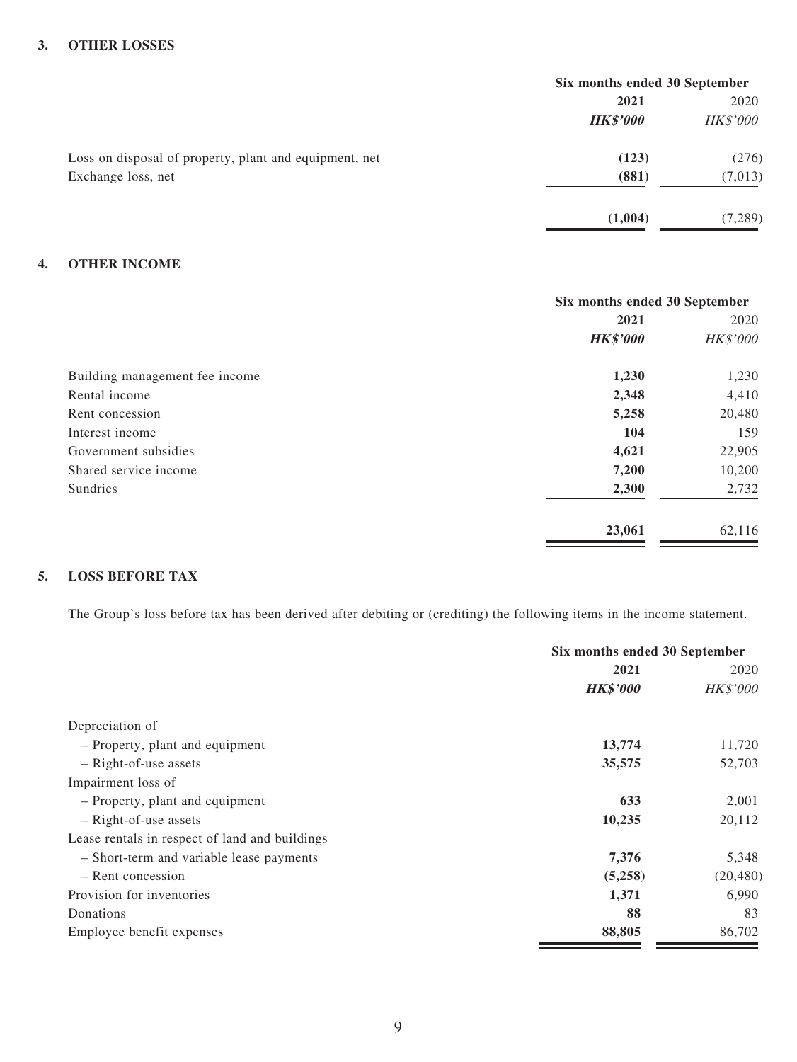## 3. OTHER LOSSES

| | Six months ended 30 September | |
|---|---|---|
| | **2021** | 2020 |
| | ***HK$'000*** | *HK$'000* |
| Loss on disposal of property, plant and equipment, net | **(123)** | (276) |
| Exchange loss, net | **(881)** | (7,013) |
| | **(1,004)** | (7,289) |

## 4. OTHER INCOME

| | Six months ended 30 September | |
|---|---|---|
| | **2021** | 2020 |
| | ***HK$'000*** | *HK$'000* |
| Building management fee income | **1,230** | 1,230 |
| Rental income | **2,348** | 4,410 |
| Rent concession | **5,258** | 20,480 |
| Interest income | **104** | 159 |
| Government subsidies | **4,621** | 22,905 |
| Shared service income | **7,200** | 10,200 |
| Sundries | **2,300** | 2,732 |
| | **23,061** | 62,116 |

## 5. LOSS BEFORE TAX

The Group's loss before tax has been derived after debiting or (crediting) the following items in the income statement.

| | Six months ended 30 September | |
|---|---|---|
| | **2021** | 2020 |
| | ***HK$'000*** | *HK$'000* |
| Depreciation of | | |
| – Property, plant and equipment | **13,774** | 11,720 |
| – Right-of-use assets | **35,575** | 52,703 |
| Impairment loss of | | |
| – Property, plant and equipment | **633** | 2,001 |
| – Right-of-use assets | **10,235** | 20,112 |
| Lease rentals in respect of land and buildings | | |
| – Short-term and variable lease payments | **7,376** | 5,348 |
| – Rent concession | **(5,258)** | (20,480) |
| Provision for inventories | **1,371** | 6,990 |
| Donations | **88** | 83 |
| Employee benefit expenses | **88,805** | 86,702 |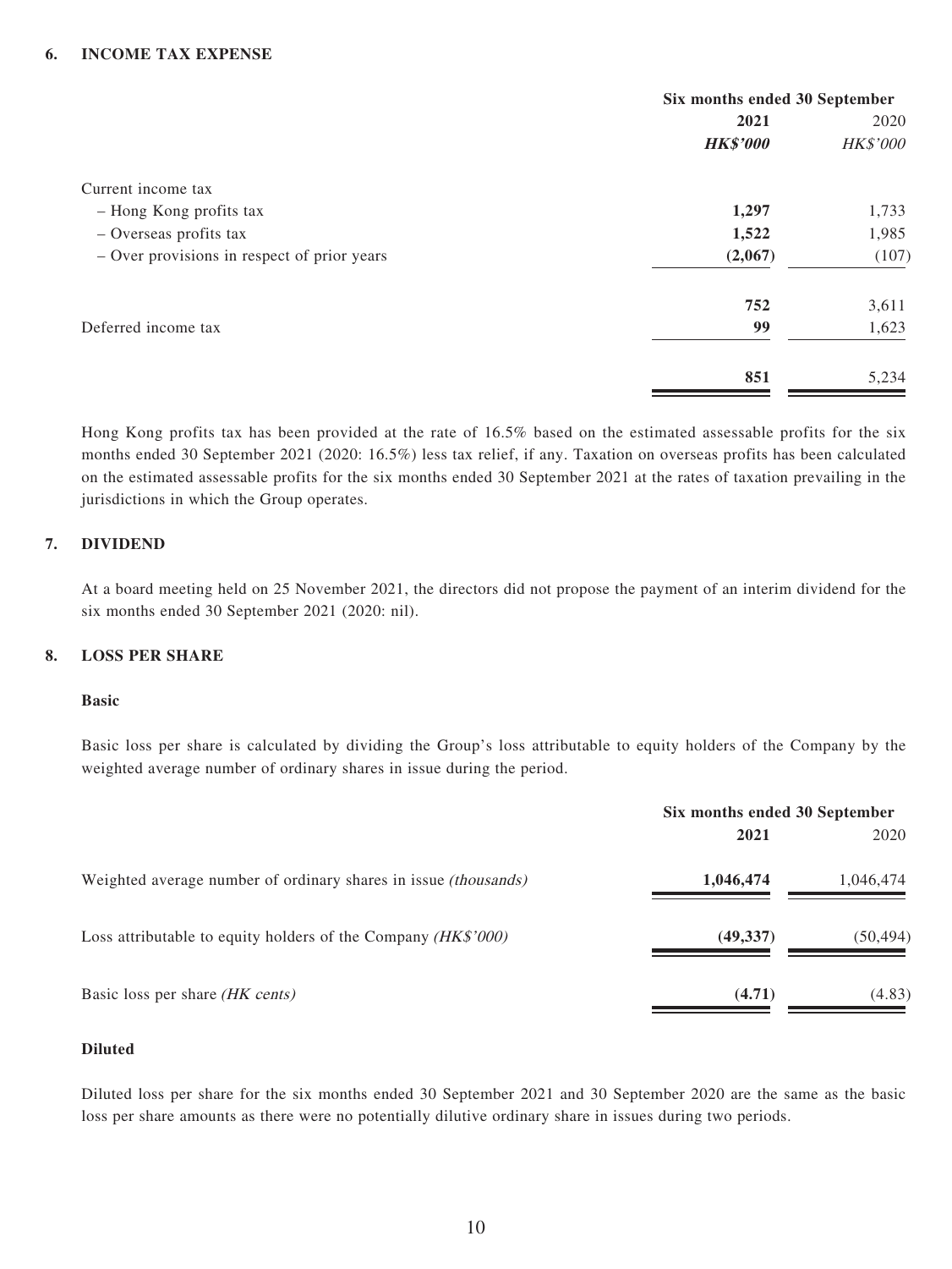### 6. INCOME TAX EXPENSE

| | Six months ended 30 September | |
|---|---|---|
| | **2021** | 2020 |
| | ***HK$'000*** | *HK$'000* |
| Current income tax | | |
| – Hong Kong profits tax | **1,297** | 1,733 |
| – Overseas profits tax | **1,522** | 1,985 |
| – Over provisions in respect of prior years | **(2,067)** | (107) |
| | **752** | 3,611 |
| Deferred income tax | **99** | 1,623 |
| | **851** | 5,234 |

Hong Kong profits tax has been provided at the rate of 16.5% based on the estimated assessable profits for the six months ended 30 September 2021 (2020: 16.5%) less tax relief, if any. Taxation on overseas profits has been calculated on the estimated assessable profits for the six months ended 30 September 2021 at the rates of taxation prevailing in the jurisdictions in which the Group operates.

### 7. DIVIDEND

At a board meeting held on 25 November 2021, the directors did not propose the payment of an interim dividend for the six months ended 30 September 2021 (2020: nil).

### 8. LOSS PER SHARE

**Basic**

Basic loss per share is calculated by dividing the Group's loss attributable to equity holders of the Company by the weighted average number of ordinary shares in issue during the period.

| | Six months ended 30 September | |
|---|---|---|
| | **2021** | 2020 |
| Weighted average number of ordinary shares in issue *(thousands)* | **1,046,474** | 1,046,474 |
| Loss attributable to equity holders of the Company *(HK$'000)* | **(49,337)** | (50,494) |
| Basic loss per share *(HK cents)* | **(4.71)** | (4.83) |

**Diluted**

Diluted loss per share for the six months ended 30 September 2021 and 30 September 2020 are the same as the basic loss per share amounts as there were no potentially dilutive ordinary share in issues during two periods.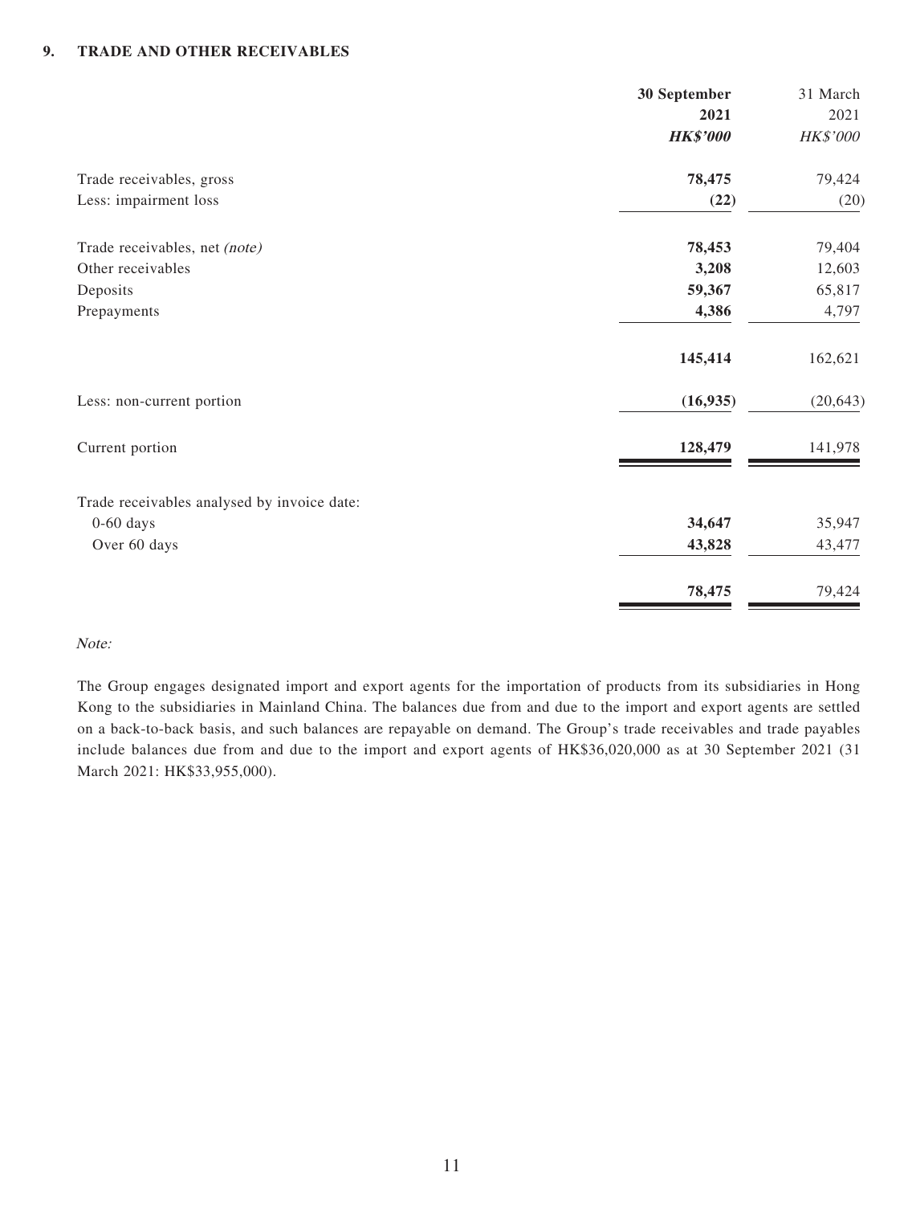## 9. TRADE AND OTHER RECEIVABLES

| | **30 September 2021** | 31 March 2021 |
|---|---|---|
| | ***HK$'000*** | *HK$'000* |
| Trade receivables, gross | **78,475** | 79,424 |
| Less: impairment loss | **(22)** | (20) |
| Trade receivables, net *(note)* | **78,453** | 79,404 |
| Other receivables | **3,208** | 12,603 |
| Deposits | **59,367** | 65,817 |
| Prepayments | **4,386** | 4,797 |
| | **145,414** | 162,621 |
| Less: non-current portion | **(16,935)** | (20,643) |
| Current portion | **128,479** | 141,978 |
| Trade receivables analysed by invoice date: | | |
| 0-60 days | **34,647** | 35,947 |
| Over 60 days | **43,828** | 43,477 |
| | **78,475** | 79,424 |

*Note:*

The Group engages designated import and export agents for the importation of products from its subsidiaries in Hong Kong to the subsidiaries in Mainland China. The balances due from and due to the import and export agents are settled on a back-to-back basis, and such balances are repayable on demand. The Group's trade receivables and trade payables include balances due from and due to the import and export agents of HK$36,020,000 as at 30 September 2021 (31 March 2021: HK$33,955,000).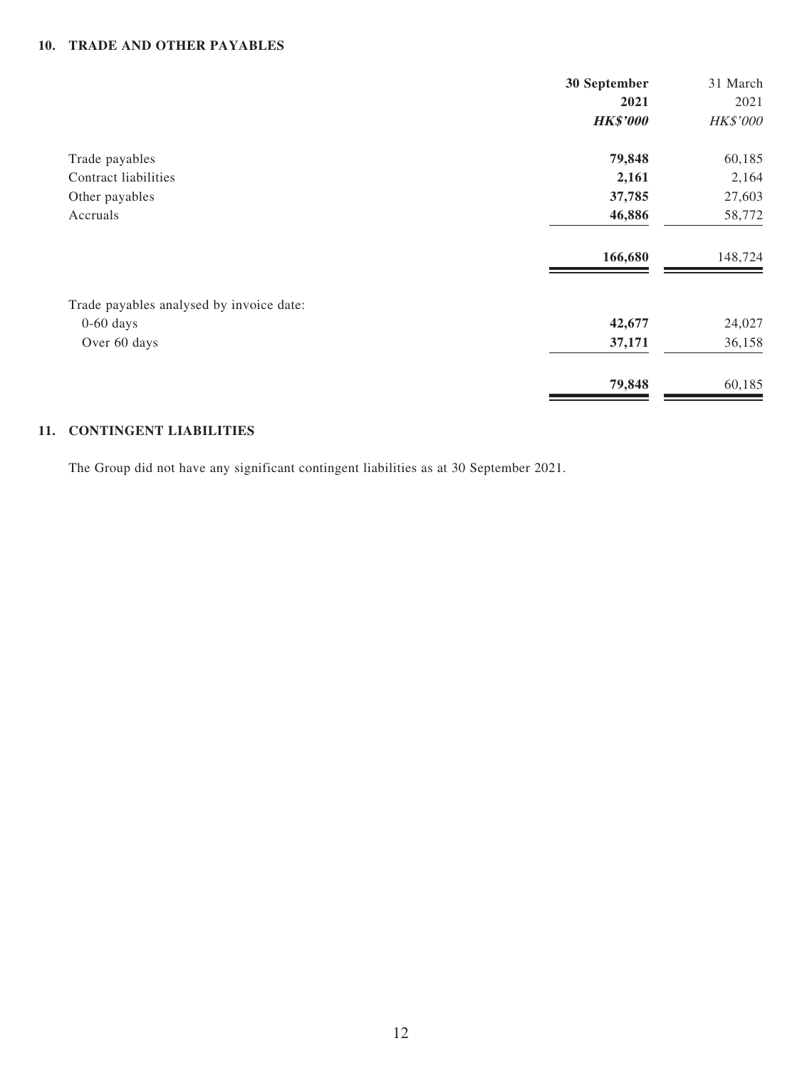## 10. TRADE AND OTHER PAYABLES

| | 30 September 2021 | 31 March 2021 |
|---|---|---|
| | ***HK$'000*** | *HK$'000* |
| Trade payables | **79,848** | 60,185 |
| Contract liabilities | **2,161** | 2,164 |
| Other payables | **37,785** | 27,603 |
| Accruals | **46,886** | 58,772 |
| | **166,680** | 148,724 |
| Trade payables analysed by invoice date: | | |
| 0-60 days | **42,677** | 24,027 |
| Over 60 days | **37,171** | 36,158 |
| | **79,848** | 60,185 |

## 11. CONTINGENT LIABILITIES

The Group did not have any significant contingent liabilities as at 30 September 2021.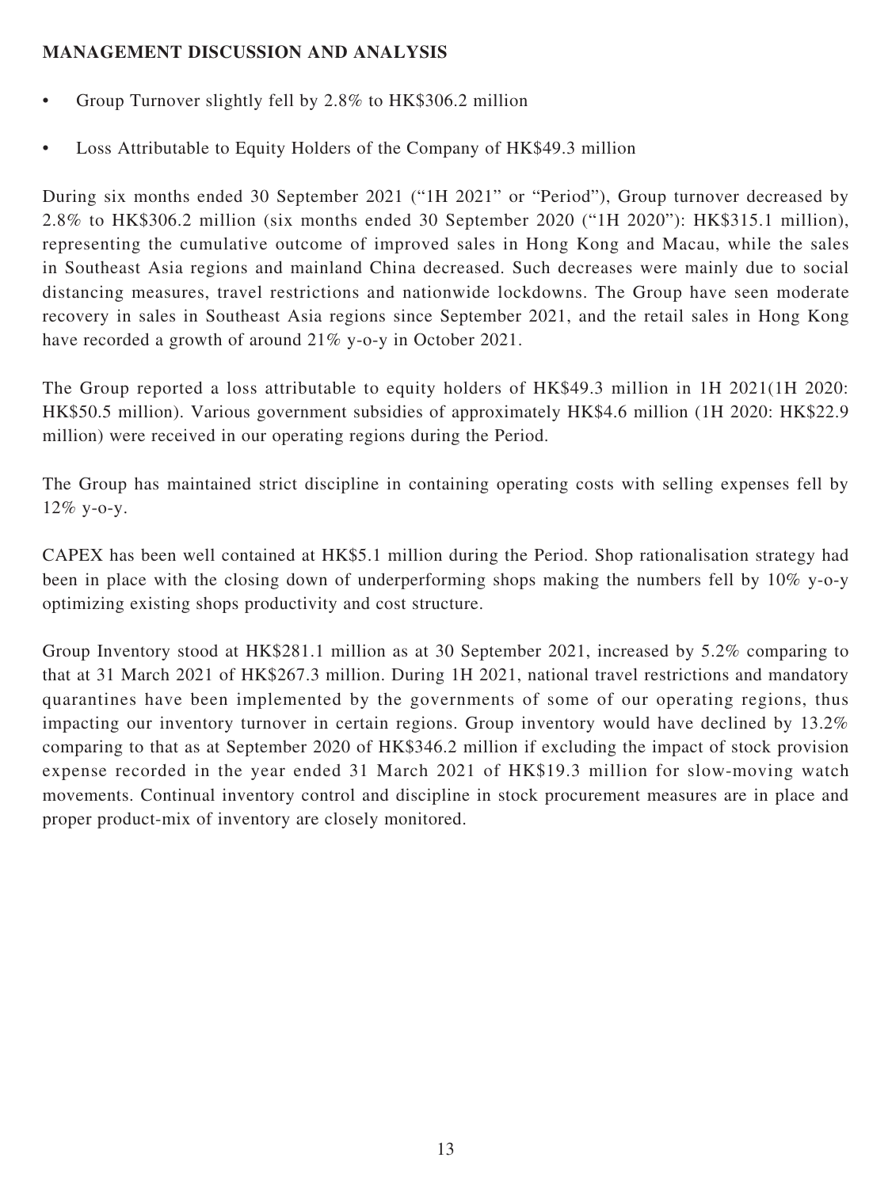## MANAGEMENT DISCUSSION AND ANALYSIS

- Group Turnover slightly fell by 2.8% to HK$306.2 million
- Loss Attributable to Equity Holders of the Company of HK$49.3 million

During six months ended 30 September 2021 ("1H 2021" or "Period"), Group turnover decreased by 2.8% to HK$306.2 million (six months ended 30 September 2020 ("1H 2020"): HK$315.1 million), representing the cumulative outcome of improved sales in Hong Kong and Macau, while the sales in Southeast Asia regions and mainland China decreased. Such decreases were mainly due to social distancing measures, travel restrictions and nationwide lockdowns. The Group have seen moderate recovery in sales in Southeast Asia regions since September 2021, and the retail sales in Hong Kong have recorded a growth of around 21% y-o-y in October 2021.

The Group reported a loss attributable to equity holders of HK$49.3 million in 1H 2021(1H 2020: HK$50.5 million). Various government subsidies of approximately HK$4.6 million (1H 2020: HK$22.9 million) were received in our operating regions during the Period.

The Group has maintained strict discipline in containing operating costs with selling expenses fell by 12% y-o-y.

CAPEX has been well contained at HK$5.1 million during the Period. Shop rationalisation strategy had been in place with the closing down of underperforming shops making the numbers fell by 10% y-o-y optimizing existing shops productivity and cost structure.

Group Inventory stood at HK$281.1 million as at 30 September 2021, increased by 5.2% comparing to that at 31 March 2021 of HK$267.3 million. During 1H 2021, national travel restrictions and mandatory quarantines have been implemented by the governments of some of our operating regions, thus impacting our inventory turnover in certain regions. Group inventory would have declined by 13.2% comparing to that as at September 2020 of HK$346.2 million if excluding the impact of stock provision expense recorded in the year ended 31 March 2021 of HK$19.3 million for slow-moving watch movements. Continual inventory control and discipline in stock procurement measures are in place and proper product-mix of inventory are closely monitored.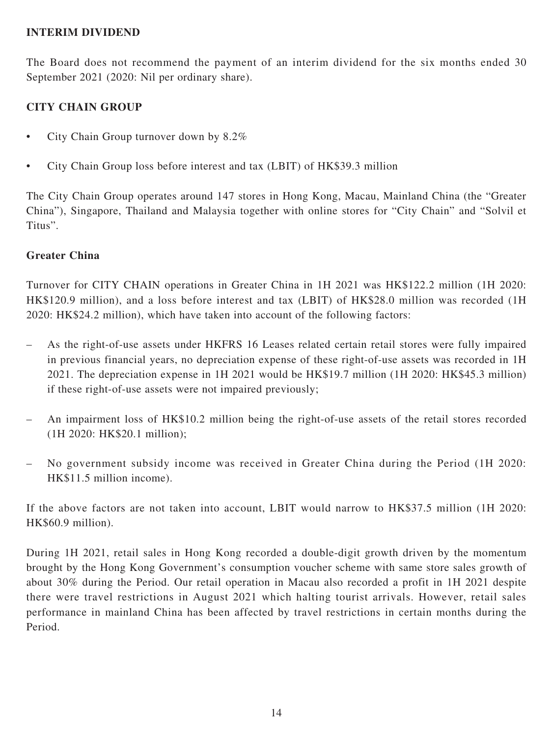## INTERIM DIVIDEND

The Board does not recommend the payment of an interim dividend for the six months ended 30 September 2021 (2020: Nil per ordinary share).

## CITY CHAIN GROUP

- City Chain Group turnover down by 8.2%
- City Chain Group loss before interest and tax (LBIT) of HK$39.3 million

The City Chain Group operates around 147 stores in Hong Kong, Macau, Mainland China (the "Greater China"), Singapore, Thailand and Malaysia together with online stores for "City Chain" and "Solvil et Titus".

### Greater China

Turnover for CITY CHAIN operations in Greater China in 1H 2021 was HK$122.2 million (1H 2020: HK$120.9 million), and a loss before interest and tax (LBIT) of HK$28.0 million was recorded (1H 2020: HK$24.2 million), which have taken into account of the following factors:

– As the right-of-use assets under HKFRS 16 Leases related certain retail stores were fully impaired in previous financial years, no depreciation expense of these right-of-use assets was recorded in 1H 2021. The depreciation expense in 1H 2021 would be HK$19.7 million (1H 2020: HK$45.3 million) if these right-of-use assets were not impaired previously;

– An impairment loss of HK$10.2 million being the right-of-use assets of the retail stores recorded (1H 2020: HK$20.1 million);

– No government subsidy income was received in Greater China during the Period (1H 2020: HK$11.5 million income).

If the above factors are not taken into account, LBIT would narrow to HK$37.5 million (1H 2020: HK$60.9 million).

During 1H 2021, retail sales in Hong Kong recorded a double-digit growth driven by the momentum brought by the Hong Kong Government's consumption voucher scheme with same store sales growth of about 30% during the Period. Our retail operation in Macau also recorded a profit in 1H 2021 despite there were travel restrictions in August 2021 which halting tourist arrivals. However, retail sales performance in mainland China has been affected by travel restrictions in certain months during the Period.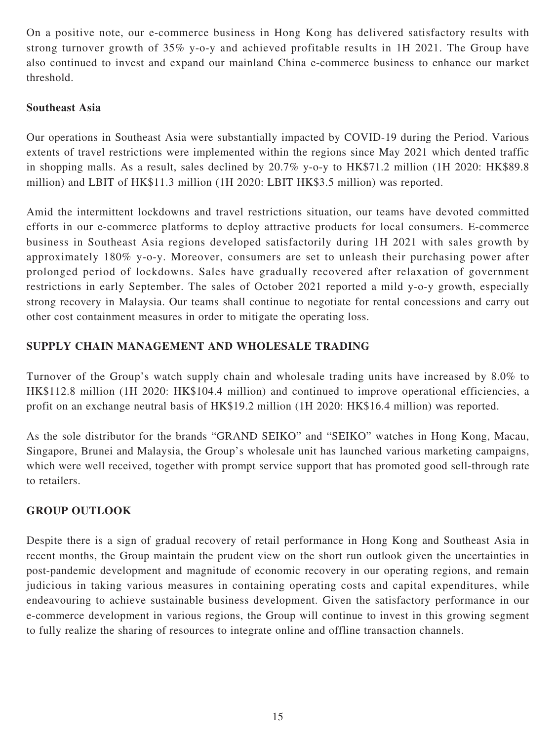On a positive note, our e-commerce business in Hong Kong has delivered satisfactory results with strong turnover growth of 35% y-o-y and achieved profitable results in 1H 2021. The Group have also continued to invest and expand our mainland China e-commerce business to enhance our market threshold.

**Southeast Asia**

Our operations in Southeast Asia were substantially impacted by COVID-19 during the Period. Various extents of travel restrictions were implemented within the regions since May 2021 which dented traffic in shopping malls. As a result, sales declined by 20.7% y-o-y to HK$71.2 million (1H 2020: HK$89.8 million) and LBIT of HK$11.3 million (1H 2020: LBIT HK$3.5 million) was reported.

Amid the intermittent lockdowns and travel restrictions situation, our teams have devoted committed efforts in our e-commerce platforms to deploy attractive products for local consumers. E-commerce business in Southeast Asia regions developed satisfactorily during 1H 2021 with sales growth by approximately 180% y-o-y. Moreover, consumers are set to unleash their purchasing power after prolonged period of lockdowns. Sales have gradually recovered after relaxation of government restrictions in early September. The sales of October 2021 reported a mild y-o-y growth, especially strong recovery in Malaysia. Our teams shall continue to negotiate for rental concessions and carry out other cost containment measures in order to mitigate the operating loss.

## SUPPLY CHAIN MANAGEMENT AND WHOLESALE TRADING

Turnover of the Group's watch supply chain and wholesale trading units have increased by 8.0% to HK$112.8 million (1H 2020: HK$104.4 million) and continued to improve operational efficiencies, a profit on an exchange neutral basis of HK$19.2 million (1H 2020: HK$16.4 million) was reported.

As the sole distributor for the brands "GRAND SEIKO" and "SEIKO" watches in Hong Kong, Macau, Singapore, Brunei and Malaysia, the Group's wholesale unit has launched various marketing campaigns, which were well received, together with prompt service support that has promoted good sell-through rate to retailers.

## GROUP OUTLOOK

Despite there is a sign of gradual recovery of retail performance in Hong Kong and Southeast Asia in recent months, the Group maintain the prudent view on the short run outlook given the uncertainties in post-pandemic development and magnitude of economic recovery in our operating regions, and remain judicious in taking various measures in containing operating costs and capital expenditures, while endeavouring to achieve sustainable business development. Given the satisfactory performance in our e-commerce development in various regions, the Group will continue to invest in this growing segment to fully realize the sharing of resources to integrate online and offline transaction channels.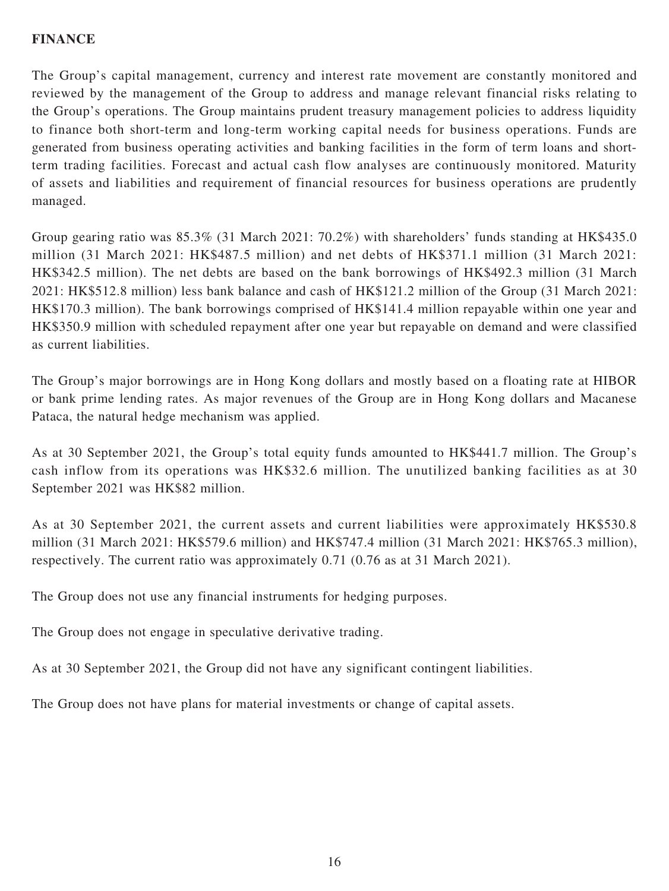## FINANCE

The Group's capital management, currency and interest rate movement are constantly monitored and reviewed by the management of the Group to address and manage relevant financial risks relating to the Group's operations. The Group maintains prudent treasury management policies to address liquidity to finance both short-term and long-term working capital needs for business operations. Funds are generated from business operating activities and banking facilities in the form of term loans and short-term trading facilities. Forecast and actual cash flow analyses are continuously monitored. Maturity of assets and liabilities and requirement of financial resources for business operations are prudently managed.

Group gearing ratio was 85.3% (31 March 2021: 70.2%) with shareholders' funds standing at HK$435.0 million (31 March 2021: HK$487.5 million) and net debts of HK$371.1 million (31 March 2021: HK$342.5 million). The net debts are based on the bank borrowings of HK$492.3 million (31 March 2021: HK$512.8 million) less bank balance and cash of HK$121.2 million of the Group (31 March 2021: HK$170.3 million). The bank borrowings comprised of HK$141.4 million repayable within one year and HK$350.9 million with scheduled repayment after one year but repayable on demand and were classified as current liabilities.

The Group's major borrowings are in Hong Kong dollars and mostly based on a floating rate at HIBOR or bank prime lending rates. As major revenues of the Group are in Hong Kong dollars and Macanese Pataca, the natural hedge mechanism was applied.

As at 30 September 2021, the Group's total equity funds amounted to HK$441.7 million. The Group's cash inflow from its operations was HK$32.6 million. The unutilized banking facilities as at 30 September 2021 was HK$82 million.

As at 30 September 2021, the current assets and current liabilities were approximately HK$530.8 million (31 March 2021: HK$579.6 million) and HK$747.4 million (31 March 2021: HK$765.3 million), respectively. The current ratio was approximately 0.71 (0.76 as at 31 March 2021).

The Group does not use any financial instruments for hedging purposes.

The Group does not engage in speculative derivative trading.

As at 30 September 2021, the Group did not have any significant contingent liabilities.

The Group does not have plans for material investments or change of capital assets.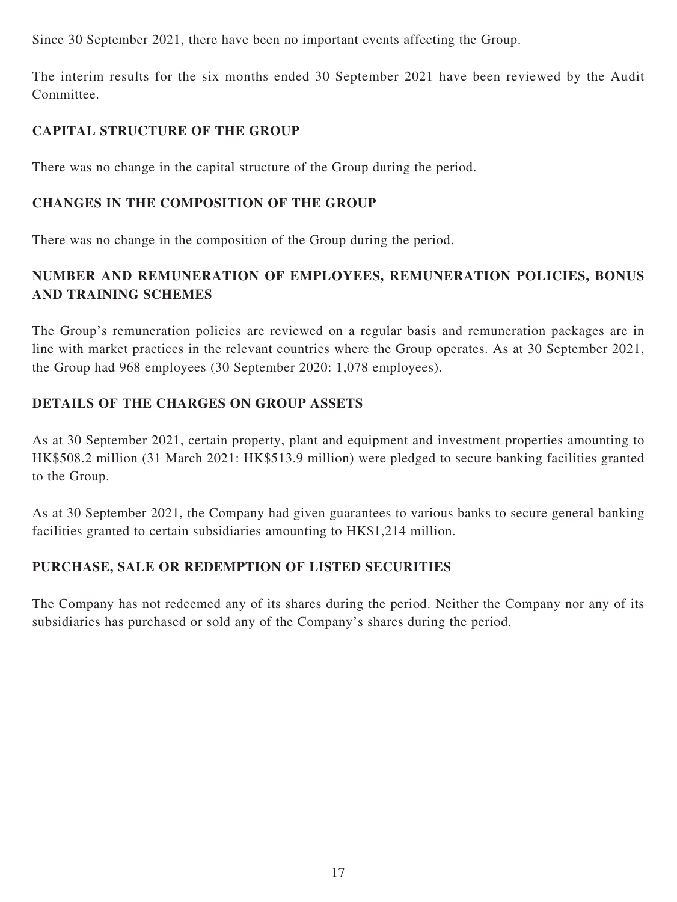Since 30 September 2021, there have been no important events affecting the Group.

The interim results for the six months ended 30 September 2021 have been reviewed by the Audit Committee.

## CAPITAL STRUCTURE OF THE GROUP

There was no change in the capital structure of the Group during the period.

## CHANGES IN THE COMPOSITION OF THE GROUP

There was no change in the composition of the Group during the period.

## NUMBER AND REMUNERATION OF EMPLOYEES, REMUNERATION POLICIES, BONUS AND TRAINING SCHEMES

The Group's remuneration policies are reviewed on a regular basis and remuneration packages are in line with market practices in the relevant countries where the Group operates. As at 30 September 2021, the Group had 968 employees (30 September 2020: 1,078 employees).

## DETAILS OF THE CHARGES ON GROUP ASSETS

As at 30 September 2021, certain property, plant and equipment and investment properties amounting to HK$508.2 million (31 March 2021: HK$513.9 million) were pledged to secure banking facilities granted to the Group.

As at 30 September 2021, the Company had given guarantees to various banks to secure general banking facilities granted to certain subsidiaries amounting to HK$1,214 million.

## PURCHASE, SALE OR REDEMPTION OF LISTED SECURITIES

The Company has not redeemed any of its shares during the period. Neither the Company nor any of its subsidiaries has purchased or sold any of the Company's shares during the period.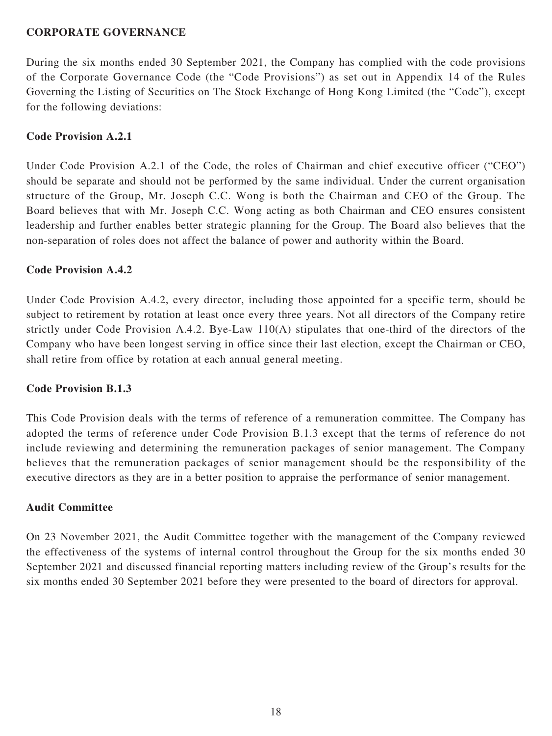## CORPORATE GOVERNANCE

During the six months ended 30 September 2021, the Company has complied with the code provisions of the Corporate Governance Code (the "Code Provisions") as set out in Appendix 14 of the Rules Governing the Listing of Securities on The Stock Exchange of Hong Kong Limited (the "Code"), except for the following deviations:

### Code Provision A.2.1

Under Code Provision A.2.1 of the Code, the roles of Chairman and chief executive officer ("CEO") should be separate and should not be performed by the same individual. Under the current organisation structure of the Group, Mr. Joseph C.C. Wong is both the Chairman and CEO of the Group. The Board believes that with Mr. Joseph C.C. Wong acting as both Chairman and CEO ensures consistent leadership and further enables better strategic planning for the Group. The Board also believes that the non-separation of roles does not affect the balance of power and authority within the Board.

### Code Provision A.4.2

Under Code Provision A.4.2, every director, including those appointed for a specific term, should be subject to retirement by rotation at least once every three years. Not all directors of the Company retire strictly under Code Provision A.4.2. Bye-Law 110(A) stipulates that one-third of the directors of the Company who have been longest serving in office since their last election, except the Chairman or CEO, shall retire from office by rotation at each annual general meeting.

### Code Provision B.1.3

This Code Provision deals with the terms of reference of a remuneration committee. The Company has adopted the terms of reference under Code Provision B.1.3 except that the terms of reference do not include reviewing and determining the remuneration packages of senior management. The Company believes that the remuneration packages of senior management should be the responsibility of the executive directors as they are in a better position to appraise the performance of senior management.

### Audit Committee

On 23 November 2021, the Audit Committee together with the management of the Company reviewed the effectiveness of the systems of internal control throughout the Group for the six months ended 30 September 2021 and discussed financial reporting matters including review of the Group's results for the six months ended 30 September 2021 before they were presented to the board of directors for approval.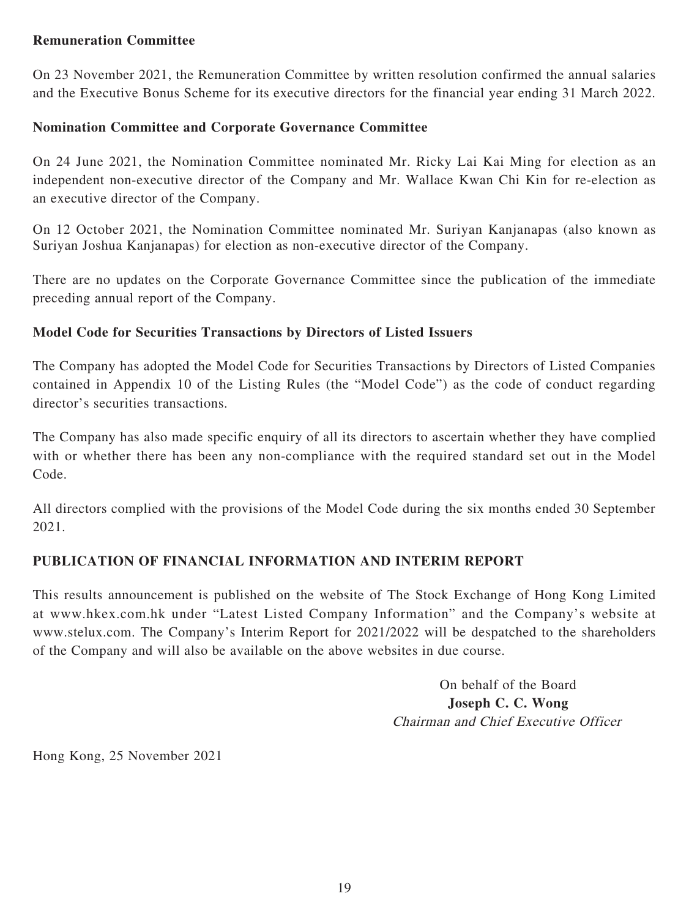**Remuneration Committee**

On 23 November 2021, the Remuneration Committee by written resolution confirmed the annual salaries and the Executive Bonus Scheme for its executive directors for the financial year ending 31 March 2022.

**Nomination Committee and Corporate Governance Committee**

On 24 June 2021, the Nomination Committee nominated Mr. Ricky Lai Kai Ming for election as an independent non-executive director of the Company and Mr. Wallace Kwan Chi Kin for re-election as an executive director of the Company.

On 12 October 2021, the Nomination Committee nominated Mr. Suriyan Kanjanapas (also known as Suriyan Joshua Kanjanapas) for election as non-executive director of the Company.

There are no updates on the Corporate Governance Committee since the publication of the immediate preceding annual report of the Company.

**Model Code for Securities Transactions by Directors of Listed Issuers**

The Company has adopted the Model Code for Securities Transactions by Directors of Listed Companies contained in Appendix 10 of the Listing Rules (the "Model Code") as the code of conduct regarding director's securities transactions.

The Company has also made specific enquiry of all its directors to ascertain whether they have complied with or whether there has been any non-compliance with the required standard set out in the Model Code.

All directors complied with the provisions of the Model Code during the six months ended 30 September 2021.

## PUBLICATION OF FINANCIAL INFORMATION AND INTERIM REPORT

This results announcement is published on the website of The Stock Exchange of Hong Kong Limited at www.hkex.com.hk under "Latest Listed Company Information" and the Company's website at www.stelux.com. The Company's Interim Report for 2021/2022 will be despatched to the shareholders of the Company and will also be available on the above websites in due course.

On behalf of the Board
**Joseph C. C. Wong**
*Chairman and Chief Executive Officer*

Hong Kong, 25 November 2021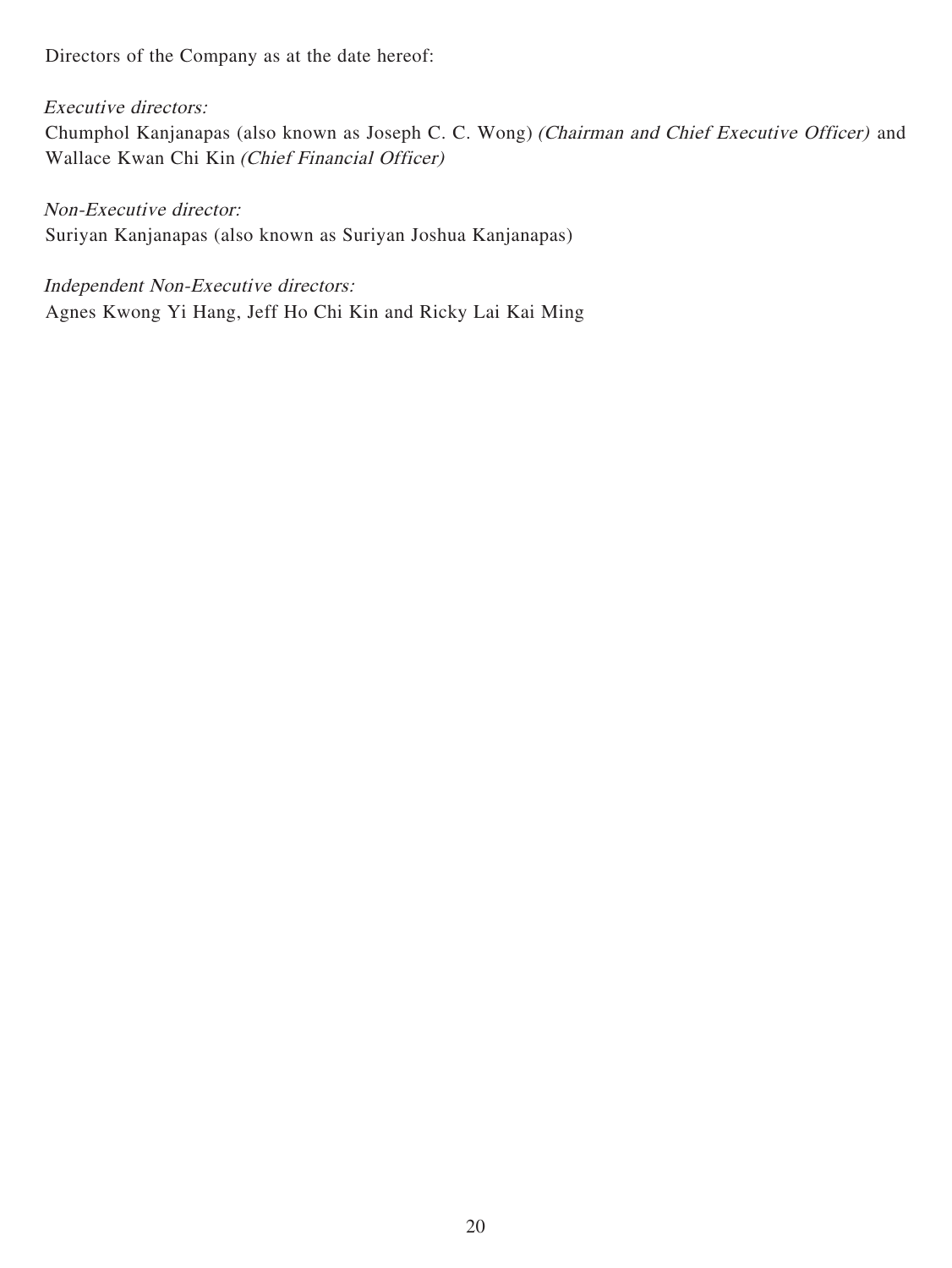Directors of the Company as at the date hereof:

*Executive directors:*
Chumphol Kanjanapas (also known as Joseph C. C. Wong) *(Chairman and Chief Executive Officer)* and Wallace Kwan Chi Kin *(Chief Financial Officer)*

*Non-Executive director:*
Suriyan Kanjanapas (also known as Suriyan Joshua Kanjanapas)

*Independent Non-Executive directors:*
Agnes Kwong Yi Hang, Jeff Ho Chi Kin and Ricky Lai Kai Ming